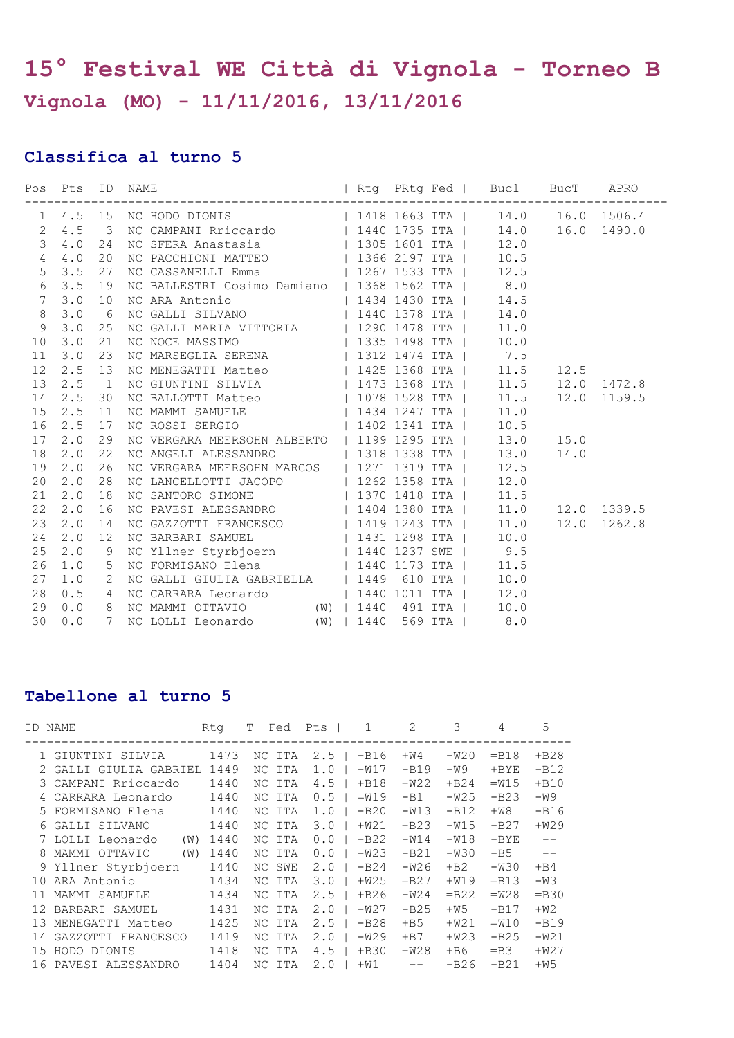# 15° Festival WE Città di Vignola - Torneo B

## Vignola (MO) - 11/11/2016, 13/11/2016

### Classifica al turno 5

| Pos | Pts | ID | NAME | Rtg | PRtg | Fed | Buc1 | BucT | APRO |
|---|---|---|---|---|---|---|---|---|---|
| 1 | 4.5 | 15 | NC HODO DIONIS | 1418 | 1663 | ITA | 14.0 | 16.0 | 1506.4 |
| 2 | 4.5 | 3 | NC CAMPANI Rriccardo | 1440 | 1735 | ITA | 14.0 | 16.0 | 1490.0 |
| 3 | 4.0 | 24 | NC SFERA Anastasia | 1305 | 1601 | ITA | 12.0 | | |
| 4 | 4.0 | 20 | NC PACCHIONI MATTEO | 1366 | 2197 | ITA | 10.5 | | |
| 5 | 3.5 | 27 | NC CASSANELLI Emma | 1267 | 1533 | ITA | 12.5 | | |
| 6 | 3.5 | 19 | NC BALLESTRI Cosimo Damiano | 1368 | 1562 | ITA | 8.0 | | |
| 7 | 3.0 | 10 | NC ARA Antonio | 1434 | 1430 | ITA | 14.5 | | |
| 8 | 3.0 | 6 | NC GALLI SILVANO | 1440 | 1378 | ITA | 14.0 | | |
| 9 | 3.0 | 25 | NC GALLI MARIA VITTORIA | 1290 | 1478 | ITA | 11.0 | | |
| 10 | 3.0 | 21 | NC NOCE MASSIMO | 1335 | 1498 | ITA | 10.0 | | |
| 11 | 3.0 | 23 | NC MARSEGLIA SERENA | 1312 | 1474 | ITA | 7.5 | | |
| 12 | 2.5 | 13 | NC MENEGATTI Matteo | 1425 | 1368 | ITA | 11.5 | 12.5 | |
| 13 | 2.5 | 1 | NC GIUNTINI SILVIA | 1473 | 1368 | ITA | 11.5 | 12.0 | 1472.8 |
| 14 | 2.5 | 30 | NC BALLOTTI Matteo | 1078 | 1528 | ITA | 11.5 | 12.0 | 1159.5 |
| 15 | 2.5 | 11 | NC MAMMI SAMUELE | 1434 | 1247 | ITA | 11.0 | | |
| 16 | 2.5 | 17 | NC ROSSI SERGIO | 1402 | 1341 | ITA | 10.5 | | |
| 17 | 2.0 | 29 | NC VERGARA MEERSOHN ALBERTO | 1199 | 1295 | ITA | 13.0 | 15.0 | |
| 18 | 2.0 | 22 | NC ANGELI ALESSANDRO | 1318 | 1338 | ITA | 13.0 | 14.0 | |
| 19 | 2.0 | 26 | NC VERGARA MEERSOHN MARCOS | 1271 | 1319 | ITA | 12.5 | | |
| 20 | 2.0 | 28 | NC LANCELLOTTI JACOPO | 1262 | 1358 | ITA | 12.0 | | |
| 21 | 2.0 | 18 | NC SANTORO SIMONE | 1370 | 1418 | ITA | 11.5 | | |
| 22 | 2.0 | 16 | NC PAVESI ALESSANDRO | 1404 | 1380 | ITA | 11.0 | 12.0 | 1339.5 |
| 23 | 2.0 | 14 | NC GAZZOTTI FRANCESCO | 1419 | 1243 | ITA | 11.0 | 12.0 | 1262.8 |
| 24 | 2.0 | 12 | NC BARBARI SAMUEL | 1431 | 1298 | ITA | 10.0 | | |
| 25 | 2.0 | 9 | NC Yllner Styrbjoern | 1440 | 1237 | SWE | 9.5 | | |
| 26 | 1.0 | 5 | NC FORMISANO Elena | 1440 | 1173 | ITA | 11.5 | | |
| 27 | 1.0 | 2 | NC GALLI GIULIA GABRIELLA | 1449 | 610 | ITA | 10.0 | | |
| 28 | 0.5 | 4 | NC CARRARA Leonardo | 1440 | 1011 | ITA | 12.0 | | |
| 29 | 0.0 | 8 | NC MAMMI OTTAVIO (W) | 1440 | 491 | ITA | 10.0 | | |
| 30 | 0.0 | 7 | NC LOLLI Leonardo (W) | 1440 | 569 | ITA | 8.0 | | |

### Tabellone al turno 5

| ID | NAME | Rtg | T | Fed | Pts | 1 | 2 | 3 | 4 | 5 |
|---|---|---|---|---|---|---|---|---|---|---|
| 1 | GIUNTINI SILVIA | 1473 | NC | ITA | 2.5 | -B16 | +W4 | -W20 | =B18 | +B28 |
| 2 | GALLI GIULIA GABRIEL | 1449 | NC | ITA | 1.0 | -W17 | -B19 | -W9 | +BYE | -B12 |
| 3 | CAMPANI Rriccardo | 1440 | NC | ITA | 4.5 | +B18 | +W22 | +B24 | =W15 | +B10 |
| 4 | CARRARA Leonardo | 1440 | NC | ITA | 0.5 | =W19 | -B1 | -W25 | -B23 | -W9 |
| 5 | FORMISANO Elena | 1440 | NC | ITA | 1.0 | -B20 | -W13 | -B12 | +W8 | -B16 |
| 6 | GALLI SILVANO | 1440 | NC | ITA | 3.0 | +W21 | +B23 | -W15 | -B27 | +W29 |
| 7 | LOLLI Leonardo (W) | 1440 | NC | ITA | 0.0 | -B22 | -W14 | -W18 | -BYE | -- |
| 8 | MAMMI OTTAVIO (W) | 1440 | NC | ITA | 0.0 | -W23 | -B21 | -W30 | -B5 | -- |
| 9 | Yllner Styrbjoern | 1440 | NC | SWE | 2.0 | -B24 | -W26 | +B2 | -W30 | +B4 |
| 10 | ARA Antonio | 1434 | NC | ITA | 3.0 | +W25 | =B27 | +W19 | =B13 | -W3 |
| 11 | MAMMI SAMUELE | 1434 | NC | ITA | 2.5 | +B26 | -W24 | =B22 | =W28 | =B30 |
| 12 | BARBARI SAMUEL | 1431 | NC | ITA | 2.0 | -W27 | -B25 | +W5 | -B17 | +W2 |
| 13 | MENEGATTI Matteo | 1425 | NC | ITA | 2.5 | -B28 | +B5 | +W21 | =W10 | -B19 |
| 14 | GAZZOTTI FRANCESCO | 1419 | NC | ITA | 2.0 | -W29 | +B7 | +W23 | -B25 | -W21 |
| 15 | HODO DIONIS | 1418 | NC | ITA | 4.5 | +B30 | +W28 | +B6 | =B3 | +W27 |
| 16 | PAVESI ALESSANDRO | 1404 | NC | ITA | 2.0 | +W1 | -- | -B26 | -B21 | +W5 |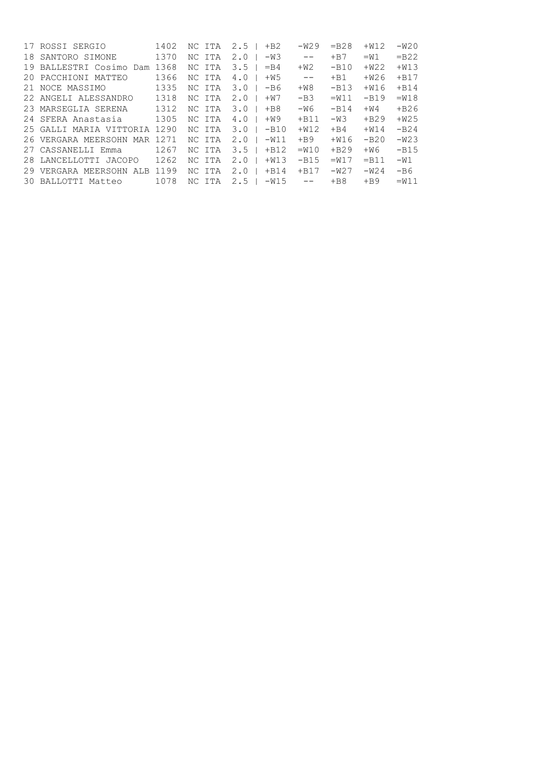| | | | | | | | | | | | |
|---|---|---|---|---|---|---|---|---|---|---|---|
| 17 | ROSSI SERGIO | 1402 | NC | ITA | 2.5 | +B2 | -W29 | =B28 | +W12 | -W20 |
| 18 | SANTORO SIMONE | 1370 | NC | ITA | 2.0 | -W3 | -- | +B7 | =W1 | =B22 |
| 19 | BALLESTRI Cosimo Dam | 1368 | NC | ITA | 3.5 | =B4 | +W2 | -B10 | +W22 | +W13 |
| 20 | PACCHIONI MATTEO | 1366 | NC | ITA | 4.0 | +W5 | -- | +B1 | +W26 | +B17 |
| 21 | NOCE MASSIMO | 1335 | NC | ITA | 3.0 | -B6 | +W8 | -B13 | +W16 | +B14 |
| 22 | ANGELI ALESSANDRO | 1318 | NC | ITA | 2.0 | +W7 | -B3 | =W11 | -B19 | =W18 |
| 23 | MARSEGLIA SERENA | 1312 | NC | ITA | 3.0 | +B8 | -W6 | -B14 | +W4 | +B26 |
| 24 | SFERA Anastasia | 1305 | NC | ITA | 4.0 | +W9 | +B11 | -W3 | +B29 | +W25 |
| 25 | GALLI MARIA VITTORIA | 1290 | NC | ITA | 3.0 | -B10 | +W12 | +B4 | +W14 | -B24 |
| 26 | VERGARA MEERSOHN MAR | 1271 | NC | ITA | 2.0 | -W11 | +B9 | +W16 | -B20 | -W23 |
| 27 | CASSANELLI Emma | 1267 | NC | ITA | 3.5 | +B12 | =W10 | +B29 | +W6 | -B15 |
| 28 | LANCELLOTTI JACOPO | 1262 | NC | ITA | 2.0 | +W13 | -B15 | =W17 | =B11 | -W1 |
| 29 | VERGARA MEERSOHN ALB | 1199 | NC | ITA | 2.0 | +B14 | +B17 | -W27 | -W24 | -B6 |
| 30 | BALLOTTI Matteo | 1078 | NC | ITA | 2.5 | -W15 | -- | +B8 | +B9 | =W11 |